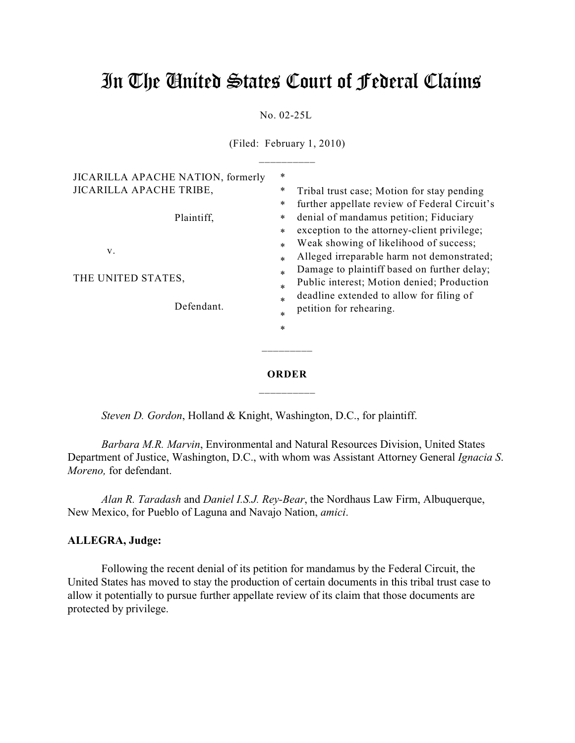# In The United States Court of Federal Claims

No. 02-25L

(Filed: February 1, 2010)

\_\_\_\_\_\_\_\_\_\_

| | | |
|---|---|---|
| JICARILLA APACHE NATION, formerly JICARILLA APACHE TRIBE,<br><br>Plaintiff,<br><br>v.<br><br>THE UNITED STATES,<br><br>Defendant. | * * * * * * * * * * * * * | Tribal trust case; Motion for stay pending further appellate review of Federal Circuit's denial of mandamus petition; Fiduciary exception to the attorney-client privilege; Weak showing of likelihood of success; Alleged irreparable harm not demonstrated; Damage to plaintiff based on further delay; Public interest; Motion denied; Production deadline extended to allow for filing of petition for rehearing. |

\_\_\_\_\_\_\_\_\_

**ORDER**

\_\_\_\_\_\_\_\_\_\_

*Steven D. Gordon*, Holland & Knight, Washington, D.C., for plaintiff.

*Barbara M.R. Marvin*, Environmental and Natural Resources Division, United States Department of Justice, Washington, D.C., with whom was Assistant Attorney General *Ignacia S. Moreno,* for defendant.

*Alan R. Taradash* and *Daniel I.S.J. Rey-Bear*, the Nordhaus Law Firm, Albuquerque, New Mexico, for Pueblo of Laguna and Navajo Nation, *amici*.

**ALLEGRA, Judge:**

Following the recent denial of its petition for mandamus by the Federal Circuit, the United States has moved to stay the production of certain documents in this tribal trust case to allow it potentially to pursue further appellate review of its claim that those documents are protected by privilege.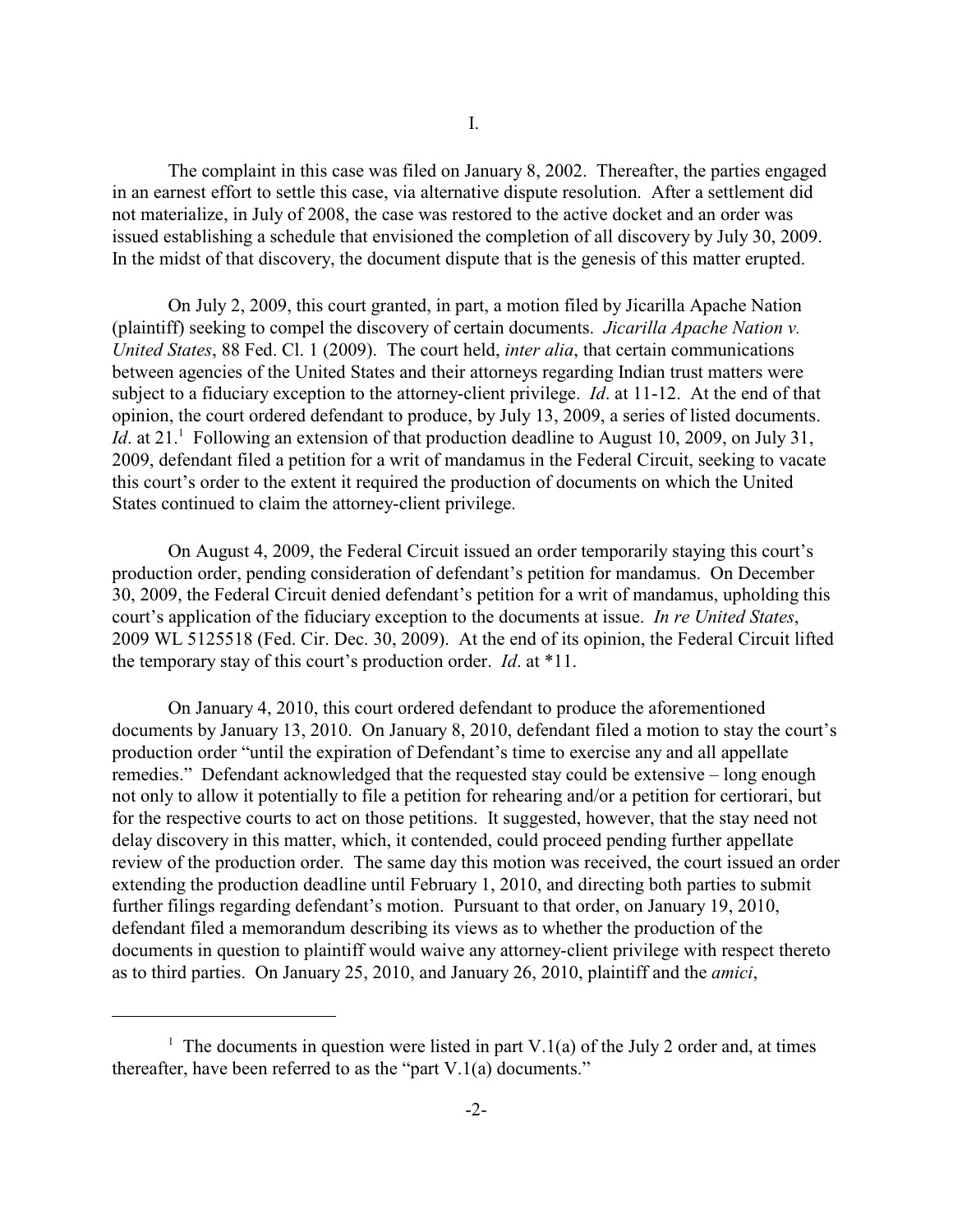I.

The complaint in this case was filed on January 8, 2002. Thereafter, the parties engaged in an earnest effort to settle this case, via alternative dispute resolution. After a settlement did not materialize, in July of 2008, the case was restored to the active docket and an order was issued establishing a schedule that envisioned the completion of all discovery by July 30, 2009. In the midst of that discovery, the document dispute that is the genesis of this matter erupted.

On July 2, 2009, this court granted, in part, a motion filed by Jicarilla Apache Nation (plaintiff) seeking to compel the discovery of certain documents. *Jicarilla Apache Nation v. United States*, 88 Fed. Cl. 1 (2009). The court held, *inter alia*, that certain communications between agencies of the United States and their attorneys regarding Indian trust matters were subject to a fiduciary exception to the attorney-client privilege. *Id*. at 11-12. At the end of that opinion, the court ordered defendant to produce, by July 13, 2009, a series of listed documents. *Id*. at 21.[1] Following an extension of that production deadline to August 10, 2009, on July 31, 2009, defendant filed a petition for a writ of mandamus in the Federal Circuit, seeking to vacate this court's order to the extent it required the production of documents on which the United States continued to claim the attorney-client privilege.

On August 4, 2009, the Federal Circuit issued an order temporarily staying this court's production order, pending consideration of defendant's petition for mandamus. On December 30, 2009, the Federal Circuit denied defendant's petition for a writ of mandamus, upholding this court's application of the fiduciary exception to the documents at issue. *In re United States*, 2009 WL 5125518 (Fed. Cir. Dec. 30, 2009). At the end of its opinion, the Federal Circuit lifted the temporary stay of this court's production order. *Id*. at \*11.

On January 4, 2010, this court ordered defendant to produce the aforementioned documents by January 13, 2010. On January 8, 2010, defendant filed a motion to stay the court's production order "until the expiration of Defendant's time to exercise any and all appellate remedies." Defendant acknowledged that the requested stay could be extensive – long enough not only to allow it potentially to file a petition for rehearing and/or a petition for certiorari, but for the respective courts to act on those petitions. It suggested, however, that the stay need not delay discovery in this matter, which, it contended, could proceed pending further appellate review of the production order. The same day this motion was received, the court issued an order extending the production deadline until February 1, 2010, and directing both parties to submit further filings regarding defendant's motion. Pursuant to that order, on January 19, 2010, defendant filed a memorandum describing its views as to whether the production of the documents in question to plaintiff would waive any attorney-client privilege with respect thereto as to third parties. On January 25, 2010, and January 26, 2010, plaintiff and the *amici*,

---

[1] The documents in question were listed in part V.1(a) of the July 2 order and, at times thereafter, have been referred to as the "part V.1(a) documents."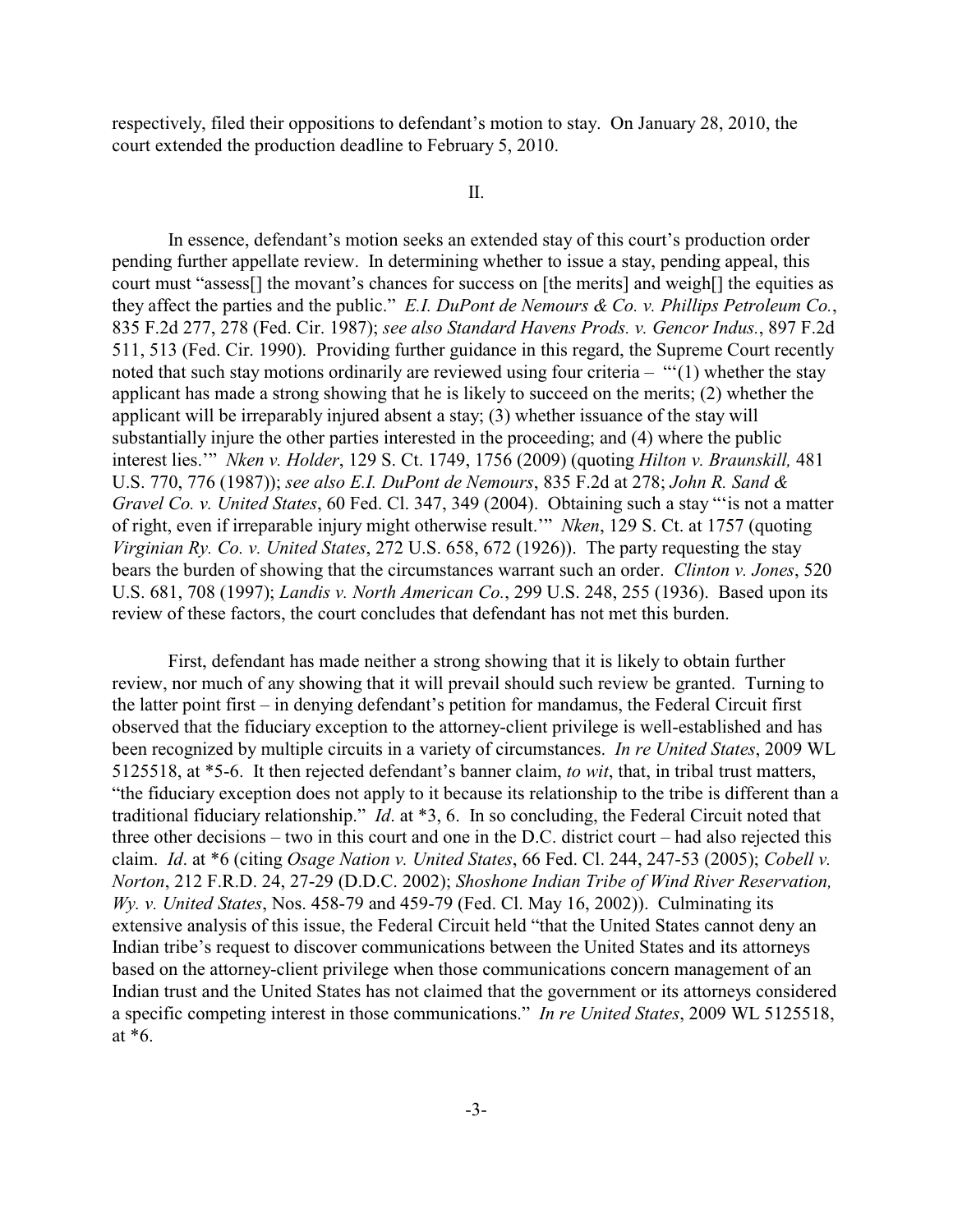respectively, filed their oppositions to defendant's motion to stay. On January 28, 2010, the court extended the production deadline to February 5, 2010.

II.

In essence, defendant's motion seeks an extended stay of this court's production order pending further appellate review. In determining whether to issue a stay, pending appeal, this court must "assess[] the movant's chances for success on [the merits] and weigh[] the equities as they affect the parties and the public." *E.I. DuPont de Nemours & Co. v. Phillips Petroleum Co.*, 835 F.2d 277, 278 (Fed. Cir. 1987); *see also Standard Havens Prods. v. Gencor Indus.*, 897 F.2d 511, 513 (Fed. Cir. 1990). Providing further guidance in this regard, the Supreme Court recently noted that such stay motions ordinarily are reviewed using four criteria – "'(1) whether the stay applicant has made a strong showing that he is likely to succeed on the merits; (2) whether the applicant will be irreparably injured absent a stay; (3) whether issuance of the stay will substantially injure the other parties interested in the proceeding; and (4) where the public interest lies.'" *Nken v. Holder*, 129 S. Ct. 1749, 1756 (2009) (quoting *Hilton v. Braunskill,* 481 U.S. 770, 776 (1987)); *see also E.I. DuPont de Nemours*, 835 F.2d at 278; *John R. Sand & Gravel Co. v. United States*, 60 Fed. Cl. 347, 349 (2004). Obtaining such a stay "'is not a matter of right, even if irreparable injury might otherwise result.'" *Nken*, 129 S. Ct. at 1757 (quoting *Virginian Ry. Co. v. United States*, 272 U.S. 658, 672 (1926)). The party requesting the stay bears the burden of showing that the circumstances warrant such an order. *Clinton v. Jones*, 520 U.S. 681, 708 (1997); *Landis v. North American Co.*, 299 U.S. 248, 255 (1936). Based upon its review of these factors, the court concludes that defendant has not met this burden.

First, defendant has made neither a strong showing that it is likely to obtain further review, nor much of any showing that it will prevail should such review be granted. Turning to the latter point first – in denying defendant's petition for mandamus, the Federal Circuit first observed that the fiduciary exception to the attorney-client privilege is well-established and has been recognized by multiple circuits in a variety of circumstances. *In re United States*, 2009 WL 5125518, at *5-6. It then rejected defendant's banner claim, *to wit*, that, in tribal trust matters, "the fiduciary exception does not apply to it because its relationship to the tribe is different than a traditional fiduciary relationship." *Id*. at *3, 6. In so concluding, the Federal Circuit noted that three other decisions – two in this court and one in the D.C. district court – had also rejected this claim. *Id*. at *6 (citing *Osage Nation v. United States*, 66 Fed. Cl. 244, 247-53 (2005); *Cobell v. Norton*, 212 F.R.D. 24, 27-29 (D.D.C. 2002); *Shoshone Indian Tribe of Wind River Reservation, Wy. v. United States*, Nos. 458-79 and 459-79 (Fed. Cl. May 16, 2002)). Culminating its extensive analysis of this issue, the Federal Circuit held "that the United States cannot deny an Indian tribe's request to discover communications between the United States and its attorneys based on the attorney-client privilege when those communications concern management of an Indian trust and the United States has not claimed that the government or its attorneys considered a specific competing interest in those communications." *In re United States*, 2009 WL 5125518, at *6.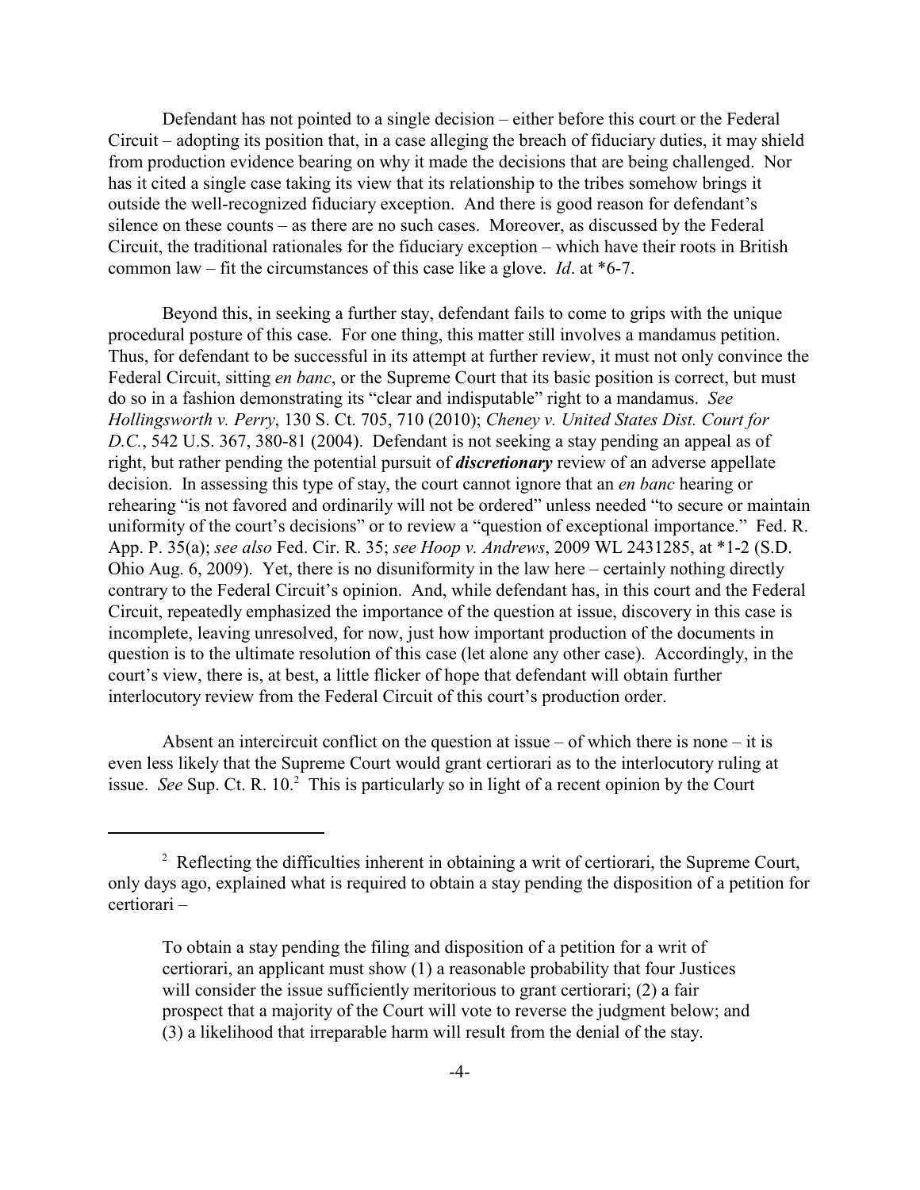Defendant has not pointed to a single decision – either before this court or the Federal Circuit – adopting its position that, in a case alleging the breach of fiduciary duties, it may shield from production evidence bearing on why it made the decisions that are being challenged. Nor has it cited a single case taking its view that its relationship to the tribes somehow brings it outside the well-recognized fiduciary exception. And there is good reason for defendant's silence on these counts – as there are no such cases. Moreover, as discussed by the Federal Circuit, the traditional rationales for the fiduciary exception – which have their roots in British common law – fit the circumstances of this case like a glove. *Id*. at *6-7.

Beyond this, in seeking a further stay, defendant fails to come to grips with the unique procedural posture of this case. For one thing, this matter still involves a mandamus petition. Thus, for defendant to be successful in its attempt at further review, it must not only convince the Federal Circuit, sitting *en banc*, or the Supreme Court that its basic position is correct, but must do so in a fashion demonstrating its "clear and indisputable" right to a mandamus. *See Hollingsworth v. Perry*, 130 S. Ct. 705, 710 (2010); *Cheney v. United States Dist. Court for D.C.*, 542 U.S. 367, 380-81 (2004). Defendant is not seeking a stay pending an appeal as of right, but rather pending the potential pursuit of ***discretionary*** review of an adverse appellate decision. In assessing this type of stay, the court cannot ignore that an *en banc* hearing or rehearing "is not favored and ordinarily will not be ordered" unless needed "to secure or maintain uniformity of the court's decisions" or to review a "question of exceptional importance." Fed. R. App. P. 35(a); *see also* Fed. Cir. R. 35; *see Hoop v. Andrews*, 2009 WL 2431285, at *1-2 (S.D. Ohio Aug. 6, 2009). Yet, there is no disuniformity in the law here – certainly nothing directly contrary to the Federal Circuit's opinion. And, while defendant has, in this court and the Federal Circuit, repeatedly emphasized the importance of the question at issue, discovery in this case is incomplete, leaving unresolved, for now, just how important production of the documents in question is to the ultimate resolution of this case (let alone any other case). Accordingly, in the court's view, there is, at best, a little flicker of hope that defendant will obtain further interlocutory review from the Federal Circuit of this court's production order.

Absent an intercircuit conflict on the question at issue – of which there is none – it is even less likely that the Supreme Court would grant certiorari as to the interlocutory ruling at issue. *See* Sup. Ct. R. 10.[2] This is particularly so in light of a recent opinion by the Court

[2] Reflecting the difficulties inherent in obtaining a writ of certiorari, the Supreme Court, only days ago, explained what is required to obtain a stay pending the disposition of a petition for certiorari –

> To obtain a stay pending the filing and disposition of a petition for a writ of certiorari, an applicant must show (1) a reasonable probability that four Justices will consider the issue sufficiently meritorious to grant certiorari; (2) a fair prospect that a majority of the Court will vote to reverse the judgment below; and (3) a likelihood that irreparable harm will result from the denial of the stay.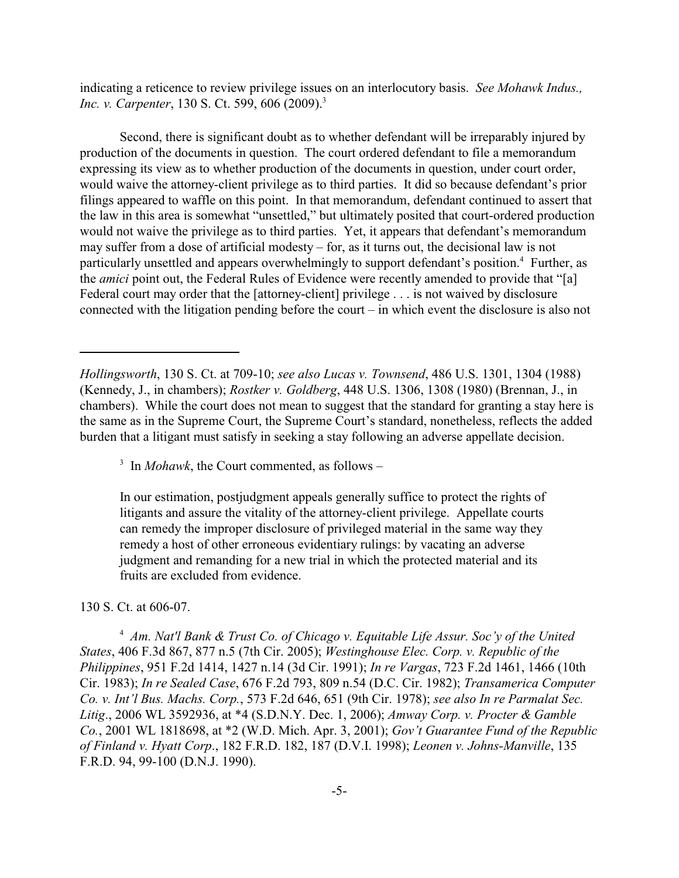indicating a reticence to review privilege issues on an interlocutory basis. *See Mohawk Indus., Inc. v. Carpenter*, 130 S. Ct. 599, 606 (2009).[3]

Second, there is significant doubt as to whether defendant will be irreparably injured by production of the documents in question. The court ordered defendant to file a memorandum expressing its view as to whether production of the documents in question, under court order, would waive the attorney-client privilege as to third parties. It did so because defendant's prior filings appeared to waffle on this point. In that memorandum, defendant continued to assert that the law in this area is somewhat "unsettled," but ultimately posited that court-ordered production would not waive the privilege as to third parties. Yet, it appears that defendant's memorandum may suffer from a dose of artificial modesty – for, as it turns out, the decisional law is not particularly unsettled and appears overwhelmingly to support defendant's position.[4] Further, as the *amici* point out, the Federal Rules of Evidence were recently amended to provide that "[a] Federal court may order that the [attorney-client] privilege . . . is not waived by disclosure connected with the litigation pending before the court – in which event the disclosure is also not

---

*Hollingsworth*, 130 S. Ct. at 709-10; *see also Lucas v. Townsend*, 486 U.S. 1301, 1304 (1988) (Kennedy, J., in chambers); *Rostker v. Goldberg*, 448 U.S. 1306, 1308 (1980) (Brennan, J., in chambers). While the court does not mean to suggest that the standard for granting a stay here is the same as in the Supreme Court, the Supreme Court's standard, nonetheless, reflects the added burden that a litigant must satisfy in seeking a stay following an adverse appellate decision.

[3] In *Mohawk*, the Court commented, as follows –

> In our estimation, postjudgment appeals generally suffice to protect the rights of litigants and assure the vitality of the attorney-client privilege. Appellate courts can remedy the improper disclosure of privileged material in the same way they remedy a host of other erroneous evidentiary rulings: by vacating an adverse judgment and remanding for a new trial in which the protected material and its fruits are excluded from evidence.

130 S. Ct. at 606-07.

[4] *Am. Nat'l Bank & Trust Co. of Chicago v. Equitable Life Assur. Soc'y of the United States*, 406 F.3d 867, 877 n.5 (7th Cir. 2005); *Westinghouse Elec. Corp. v. Republic of the Philippines*, 951 F.2d 1414, 1427 n.14 (3d Cir. 1991); *In re Vargas*, 723 F.2d 1461, 1466 (10th Cir. 1983); *In re Sealed Case*, 676 F.2d 793, 809 n.54 (D.C. Cir. 1982); *Transamerica Computer Co. v. Int'l Bus. Machs. Corp.*, 573 F.2d 646, 651 (9th Cir. 1978); *see also In re Parmalat Sec. Litig*., 2006 WL 3592936, at *4 (S.D.N.Y. Dec. 1, 2006); *Amway Corp. v. Procter & Gamble Co.*, 2001 WL 1818698, at *2 (W.D. Mich. Apr. 3, 2001); *Gov't Guarantee Fund of the Republic of Finland v. Hyatt Corp*., 182 F.R.D. 182, 187 (D.V.I. 1998); *Leonen v. Johns-Manville*, 135 F.R.D. 94, 99-100 (D.N.J. 1990).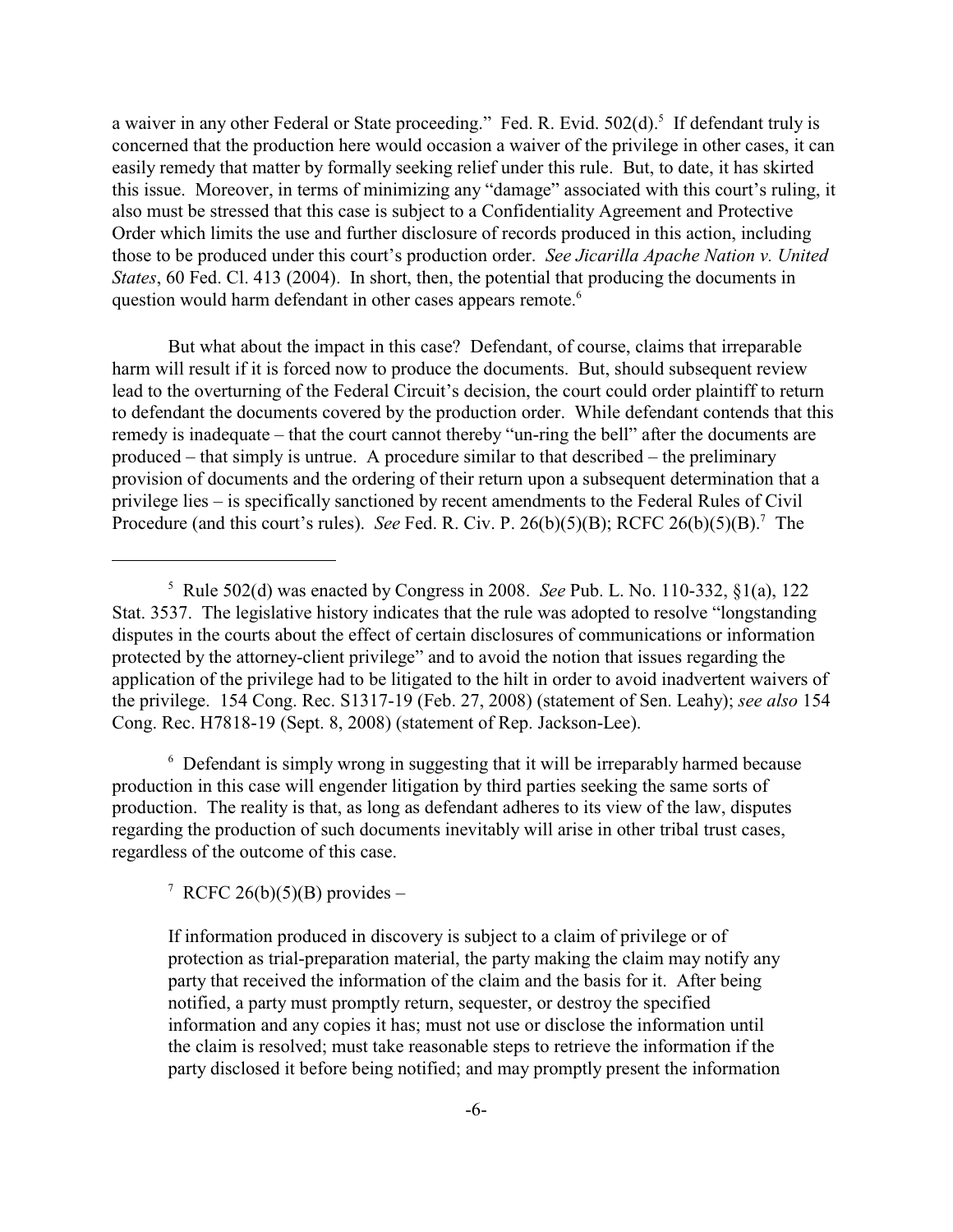a waiver in any other Federal or State proceeding." Fed. R. Evid. 502(d).[5] If defendant truly is concerned that the production here would occasion a waiver of the privilege in other cases, it can easily remedy that matter by formally seeking relief under this rule. But, to date, it has skirted this issue. Moreover, in terms of minimizing any "damage" associated with this court's ruling, it also must be stressed that this case is subject to a Confidentiality Agreement and Protective Order which limits the use and further disclosure of records produced in this action, including those to be produced under this court's production order. *See Jicarilla Apache Nation v. United States*, 60 Fed. Cl. 413 (2004). In short, then, the potential that producing the documents in question would harm defendant in other cases appears remote.[6]

But what about the impact in this case? Defendant, of course, claims that irreparable harm will result if it is forced now to produce the documents. But, should subsequent review lead to the overturning of the Federal Circuit's decision, the court could order plaintiff to return to defendant the documents covered by the production order. While defendant contends that this remedy is inadequate – that the court cannot thereby "un-ring the bell" after the documents are produced – that simply is untrue. A procedure similar to that described – the preliminary provision of documents and the ordering of their return upon a subsequent determination that a privilege lies – is specifically sanctioned by recent amendments to the Federal Rules of Civil Procedure (and this court's rules). *See* Fed. R. Civ. P. 26(b)(5)(B); RCFC 26(b)(5)(B).[7] The

---

[5] Rule 502(d) was enacted by Congress in 2008. *See* Pub. L. No. 110-332, §1(a), 122 Stat. 3537. The legislative history indicates that the rule was adopted to resolve "longstanding disputes in the courts about the effect of certain disclosures of communications or information protected by the attorney-client privilege" and to avoid the notion that issues regarding the application of the privilege had to be litigated to the hilt in order to avoid inadvertent waivers of the privilege. 154 Cong. Rec. S1317-19 (Feb. 27, 2008) (statement of Sen. Leahy); *see also* 154 Cong. Rec. H7818-19 (Sept. 8, 2008) (statement of Rep. Jackson-Lee).

[6] Defendant is simply wrong in suggesting that it will be irreparably harmed because production in this case will engender litigation by third parties seeking the same sorts of production. The reality is that, as long as defendant adheres to its view of the law, disputes regarding the production of such documents inevitably will arise in other tribal trust cases, regardless of the outcome of this case.

[7] RCFC 26(b)(5)(B) provides –

> If information produced in discovery is subject to a claim of privilege or of protection as trial-preparation material, the party making the claim may notify any party that received the information of the claim and the basis for it. After being notified, a party must promptly return, sequester, or destroy the specified information and any copies it has; must not use or disclose the information until the claim is resolved; must take reasonable steps to retrieve the information if the party disclosed it before being notified; and may promptly present the information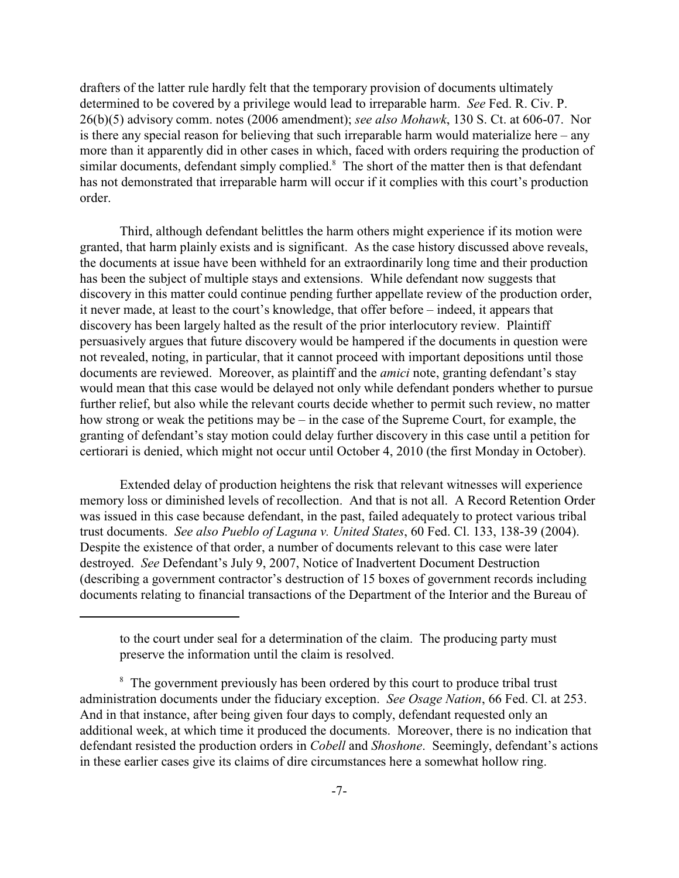drafters of the latter rule hardly felt that the temporary provision of documents ultimately determined to be covered by a privilege would lead to irreparable harm. *See* Fed. R. Civ. P. 26(b)(5) advisory comm. notes (2006 amendment); *see also Mohawk*, 130 S. Ct. at 606-07. Nor is there any special reason for believing that such irreparable harm would materialize here – any more than it apparently did in other cases in which, faced with orders requiring the production of similar documents, defendant simply complied.[8] The short of the matter then is that defendant has not demonstrated that irreparable harm will occur if it complies with this court's production order.

Third, although defendant belittles the harm others might experience if its motion were granted, that harm plainly exists and is significant. As the case history discussed above reveals, the documents at issue have been withheld for an extraordinarily long time and their production has been the subject of multiple stays and extensions. While defendant now suggests that discovery in this matter could continue pending further appellate review of the production order, it never made, at least to the court's knowledge, that offer before – indeed, it appears that discovery has been largely halted as the result of the prior interlocutory review. Plaintiff persuasively argues that future discovery would be hampered if the documents in question were not revealed, noting, in particular, that it cannot proceed with important depositions until those documents are reviewed. Moreover, as plaintiff and the *amici* note, granting defendant's stay would mean that this case would be delayed not only while defendant ponders whether to pursue further relief, but also while the relevant courts decide whether to permit such review, no matter how strong or weak the petitions may be – in the case of the Supreme Court, for example, the granting of defendant's stay motion could delay further discovery in this case until a petition for certiorari is denied, which might not occur until October 4, 2010 (the first Monday in October).

Extended delay of production heightens the risk that relevant witnesses will experience memory loss or diminished levels of recollection. And that is not all. A Record Retention Order was issued in this case because defendant, in the past, failed adequately to protect various tribal trust documents. *See also Pueblo of Laguna v. United States*, 60 Fed. Cl. 133, 138-39 (2004). Despite the existence of that order, a number of documents relevant to this case were later destroyed. *See* Defendant's July 9, 2007, Notice of Inadvertent Document Destruction (describing a government contractor's destruction of 15 boxes of government records including documents relating to financial transactions of the Department of the Interior and the Bureau of

---

to the court under seal for a determination of the claim. The producing party must preserve the information until the claim is resolved.

[8] The government previously has been ordered by this court to produce tribal trust administration documents under the fiduciary exception. *See Osage Nation*, 66 Fed. Cl. at 253. And in that instance, after being given four days to comply, defendant requested only an additional week, at which time it produced the documents. Moreover, there is no indication that defendant resisted the production orders in *Cobell* and *Shoshone*. Seemingly, defendant's actions in these earlier cases give its claims of dire circumstances here a somewhat hollow ring.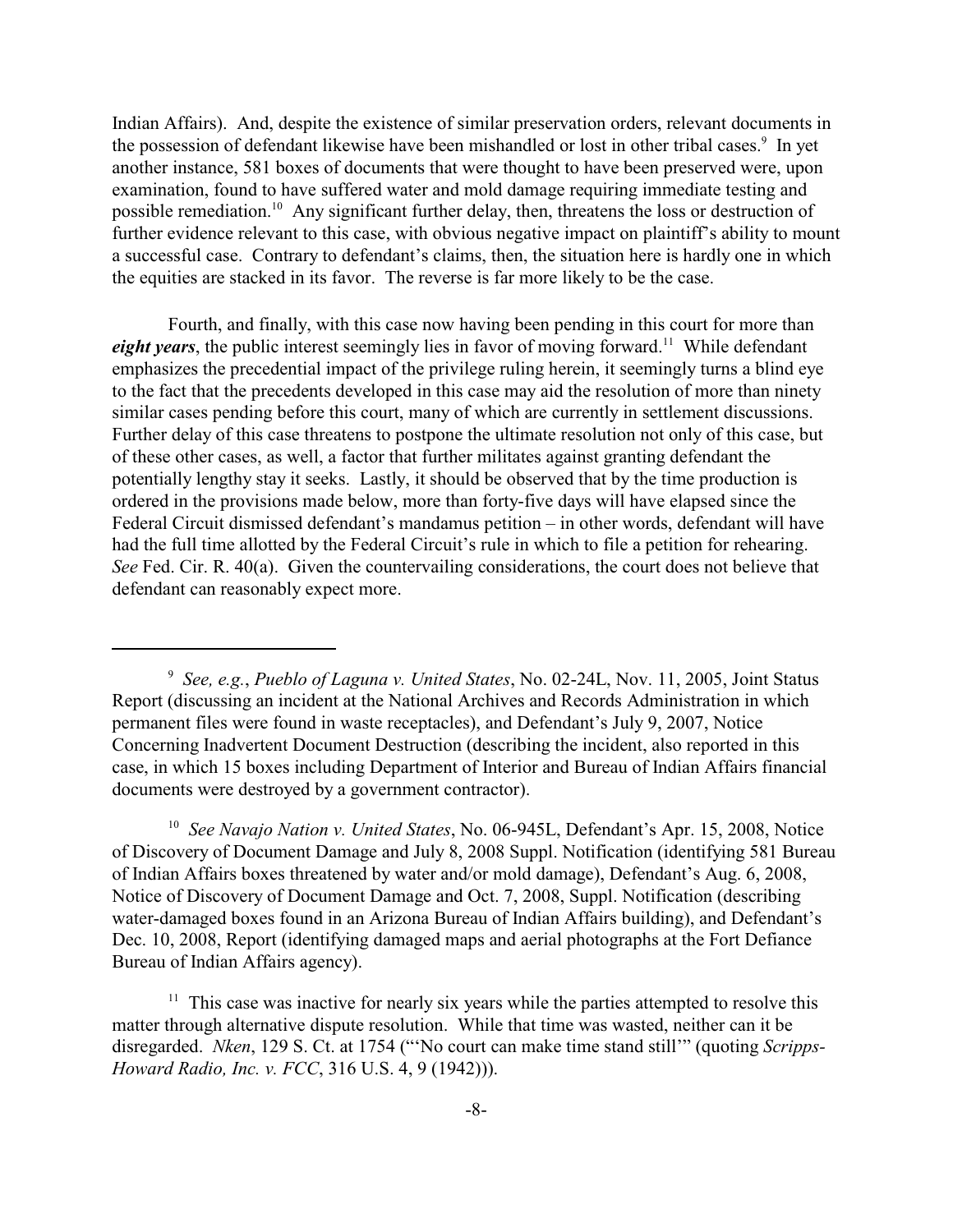Indian Affairs). And, despite the existence of similar preservation orders, relevant documents in the possession of defendant likewise have been mishandled or lost in other tribal cases.[9] In yet another instance, 581 boxes of documents that were thought to have been preserved were, upon examination, found to have suffered water and mold damage requiring immediate testing and possible remediation.[10] Any significant further delay, then, threatens the loss or destruction of further evidence relevant to this case, with obvious negative impact on plaintiff's ability to mount a successful case. Contrary to defendant's claims, then, the situation here is hardly one in which the equities are stacked in its favor. The reverse is far more likely to be the case.

Fourth, and finally, with this case now having been pending in this court for more than ***eight years***, the public interest seemingly lies in favor of moving forward.[11] While defendant emphasizes the precedential impact of the privilege ruling herein, it seemingly turns a blind eye to the fact that the precedents developed in this case may aid the resolution of more than ninety similar cases pending before this court, many of which are currently in settlement discussions. Further delay of this case threatens to postpone the ultimate resolution not only of this case, but of these other cases, as well, a factor that further militates against granting defendant the potentially lengthy stay it seeks. Lastly, it should be observed that by the time production is ordered in the provisions made below, more than forty-five days will have elapsed since the Federal Circuit dismissed defendant's mandamus petition – in other words, defendant will have had the full time allotted by the Federal Circuit's rule in which to file a petition for rehearing. *See* Fed. Cir. R. 40(a). Given the countervailing considerations, the court does not believe that defendant can reasonably expect more.

---

[9] *See, e.g.*, *Pueblo of Laguna v. United States*, No. 02-24L, Nov. 11, 2005, Joint Status Report (discussing an incident at the National Archives and Records Administration in which permanent files were found in waste receptacles), and Defendant's July 9, 2007, Notice Concerning Inadvertent Document Destruction (describing the incident, also reported in this case, in which 15 boxes including Department of Interior and Bureau of Indian Affairs financial documents were destroyed by a government contractor).

[10] *See Navajo Nation v. United States*, No. 06-945L, Defendant's Apr. 15, 2008, Notice of Discovery of Document Damage and July 8, 2008 Suppl. Notification (identifying 581 Bureau of Indian Affairs boxes threatened by water and/or mold damage), Defendant's Aug. 6, 2008, Notice of Discovery of Document Damage and Oct. 7, 2008, Suppl. Notification (describing water-damaged boxes found in an Arizona Bureau of Indian Affairs building), and Defendant's Dec. 10, 2008, Report (identifying damaged maps and aerial photographs at the Fort Defiance Bureau of Indian Affairs agency).

[11] This case was inactive for nearly six years while the parties attempted to resolve this matter through alternative dispute resolution. While that time was wasted, neither can it be disregarded. *Nken*, 129 S. Ct. at 1754 ("'No court can make time stand still'" (quoting *Scripps-Howard Radio, Inc. v. FCC*, 316 U.S. 4, 9 (1942))).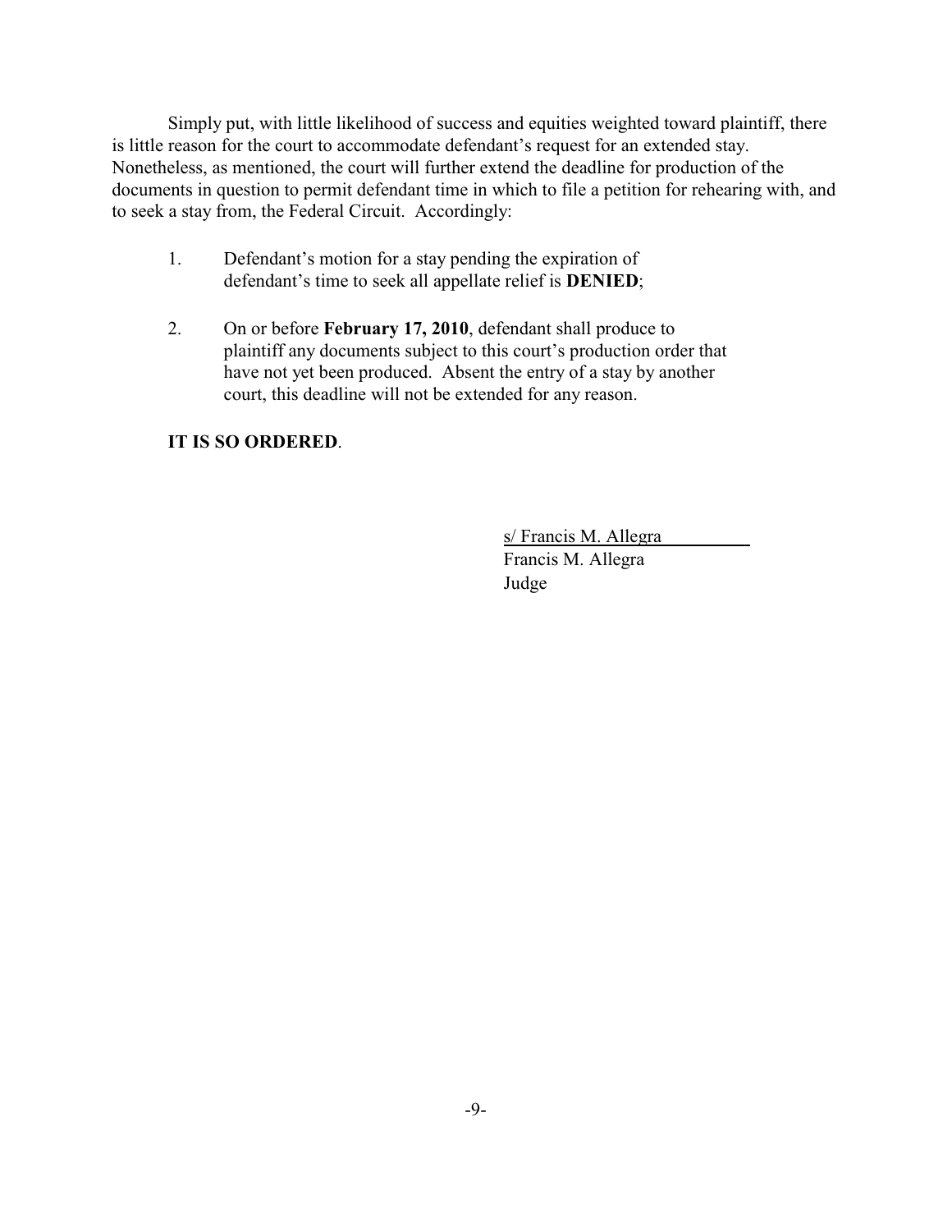Simply put, with little likelihood of success and equities weighted toward plaintiff, there is little reason for the court to accommodate defendant's request for an extended stay. Nonetheless, as mentioned, the court will further extend the deadline for production of the documents in question to permit defendant time in which to file a petition for rehearing with, and to seek a stay from, the Federal Circuit. Accordingly:

1. Defendant's motion for a stay pending the expiration of defendant's time to seek all appellate relief is **DENIED**;

2. On or before **February 17, 2010**, defendant shall produce to plaintiff any documents subject to this court's production order that have not yet been produced. Absent the entry of a stay by another court, this deadline will not be extended for any reason.

**IT IS SO ORDERED**.

s/ Francis M. Allegra
Francis M. Allegra
Judge